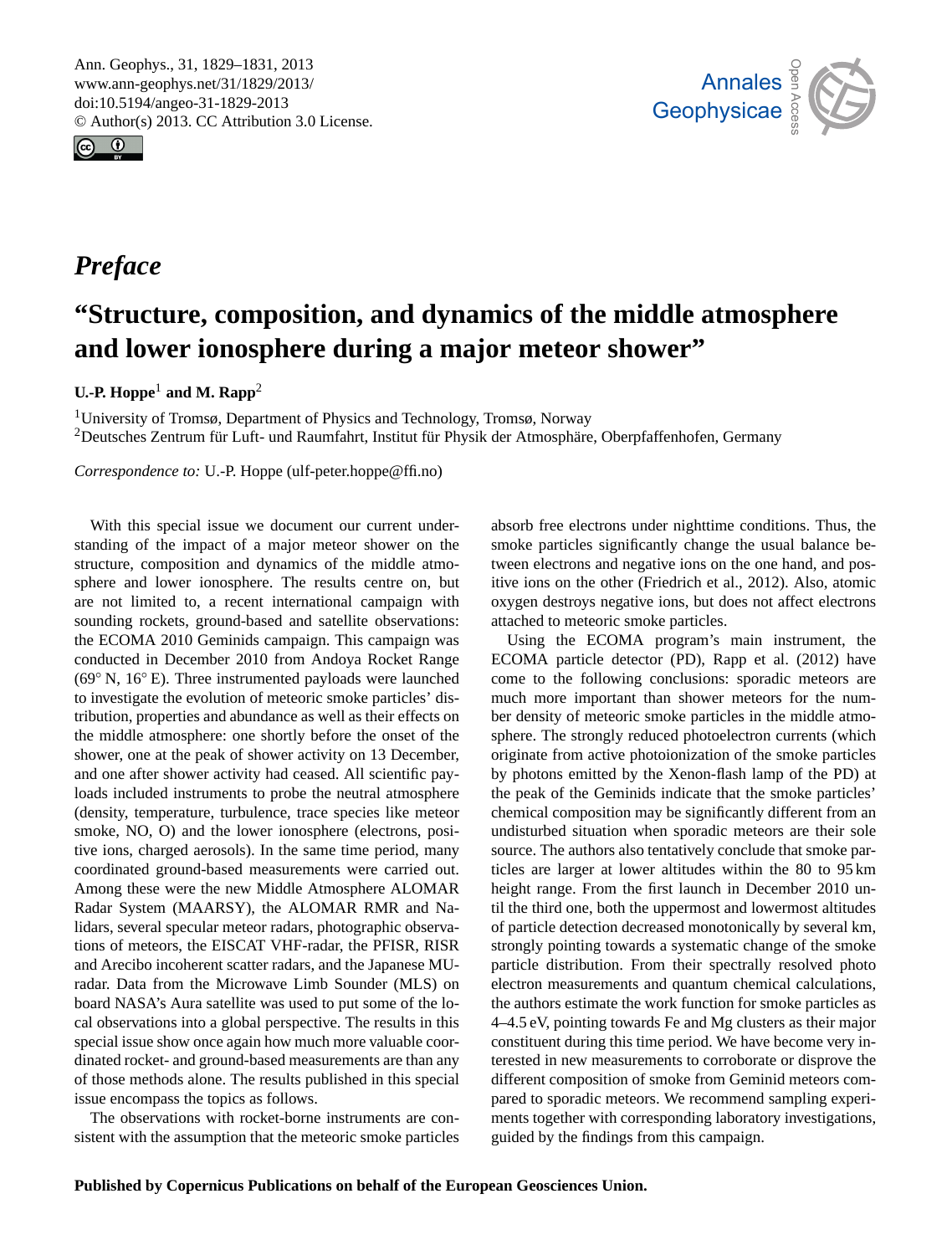Ann. Geophys., 31, 1829–1831, 2013
www.ann-geophys.net/31/1829/2013/
doi:10.5194/angeo-31-1829-2013
© Author(s) 2013. CC Attribution 3.0 License.

# *Preface*

# "Structure, composition, and dynamics of the middle atmosphere and lower ionosphere during a major meteor shower"

**U.-P. Hoppe**[1] **and M. Rapp**[2]

[1]University of Tromsø, Department of Physics and Technology, Tromsø, Norway
[2]Deutsches Zentrum für Luft- und Raumfahrt, Institut für Physik der Atmosphäre, Oberpfaffenhofen, Germany

*Correspondence to:* U.-P. Hoppe (ulf-peter.hoppe@ffi.no)

With this special issue we document our current understanding of the impact of a major meteor shower on the structure, composition and dynamics of the middle atmosphere and lower ionosphere. The results centre on, but are not limited to, a recent international campaign with sounding rockets, ground-based and satellite observations: the ECOMA 2010 Geminids campaign. This campaign was conducted in December 2010 from Andoya Rocket Range (69° N, 16° E). Three instrumented payloads were launched to investigate the evolution of meteoric smoke particles' distribution, properties and abundance as well as their effects on the middle atmosphere: one shortly before the onset of the shower, one at the peak of shower activity on 13 December, and one after shower activity had ceased. All scientific payloads included instruments to probe the neutral atmosphere (density, temperature, turbulence, trace species like meteor smoke, NO, O) and the lower ionosphere (electrons, positive ions, charged aerosols). In the same time period, many coordinated ground-based measurements were carried out. Among these were the new Middle Atmosphere ALOMAR Radar System (MAARSY), the ALOMAR RMR and Na-lidars, several specular meteor radars, photographic observations of meteors, the EISCAT VHF-radar, the PFISR, RISR and Arecibo incoherent scatter radars, and the Japanese MU-radar. Data from the Microwave Limb Sounder (MLS) on board NASA's Aura satellite was used to put some of the local observations into a global perspective. The results in this special issue show once again how much more valuable coordinated rocket- and ground-based measurements are than any of those methods alone. The results published in this special issue encompass the topics as follows.

The observations with rocket-borne instruments are consistent with the assumption that the meteoric smoke particles absorb free electrons under nighttime conditions. Thus, the smoke particles significantly change the usual balance between electrons and negative ions on the one hand, and positive ions on the other (Friedrich et al., 2012). Also, atomic oxygen destroys negative ions, but does not affect electrons attached to meteoric smoke particles.

Using the ECOMA program's main instrument, the ECOMA particle detector (PD), Rapp et al. (2012) have come to the following conclusions: sporadic meteors are much more important than shower meteors for the number density of meteoric smoke particles in the middle atmosphere. The strongly reduced photoelectron currents (which originate from active photoionization of the smoke particles by photons emitted by the Xenon-flash lamp of the PD) at the peak of the Geminids indicate that the smoke particles' chemical composition may be significantly different from an undisturbed situation when sporadic meteors are their sole source. The authors also tentatively conclude that smoke particles are larger at lower altitudes within the 80 to 95 km height range. From the first launch in December 2010 until the third one, both the uppermost and lowermost altitudes of particle detection decreased monotonically by several km, strongly pointing towards a systematic change of the smoke particle distribution. From their spectrally resolved photo electron measurements and quantum chemical calculations, the authors estimate the work function for smoke particles as 4–4.5 eV, pointing towards Fe and Mg clusters as their major constituent during this time period. We have become very interested in new measurements to corroborate or disprove the different composition of smoke from Geminid meteors compared to sporadic meteors. We recommend sampling experiments together with corresponding laboratory investigations, guided by the findings from this campaign.

**Published by Copernicus Publications on behalf of the European Geosciences Union.**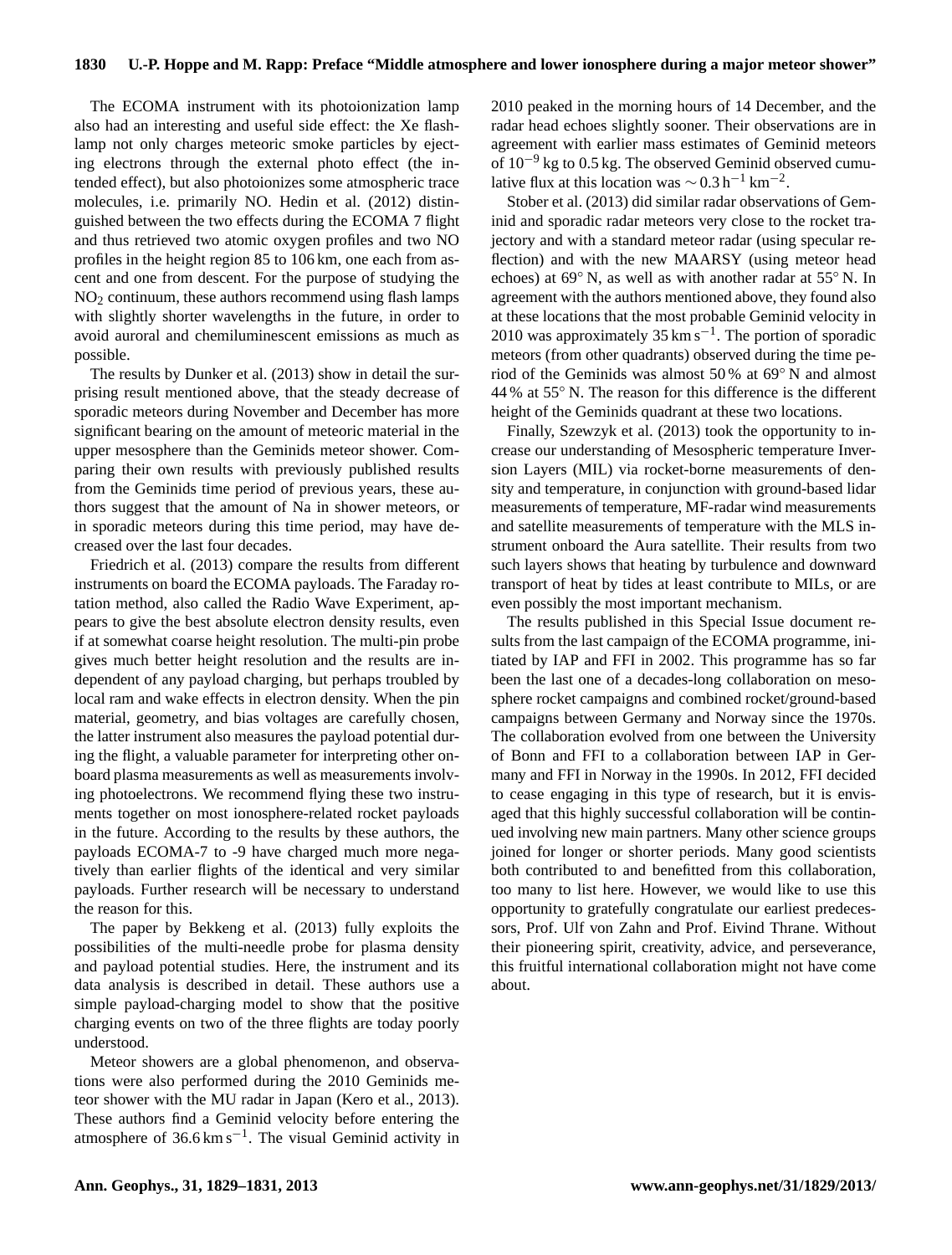The ECOMA instrument with its photoionization lamp also had an interesting and useful side effect: the Xe flash-lamp not only charges meteoric smoke particles by ejecting electrons through the external photo effect (the intended effect), but also photoionizes some atmospheric trace molecules, i.e. primarily NO. Hedin et al. (2012) distinguished between the two effects during the ECOMA 7 flight and thus retrieved two atomic oxygen profiles and two NO profiles in the height region 85 to 106 km, one each from ascent and one from descent. For the purpose of studying the $NO_2$ continuum, these authors recommend using flash lamps with slightly shorter wavelengths in the future, in order to avoid auroral and chemiluminescent emissions as much as possible.

The results by Dunker et al. (2013) show in detail the surprising result mentioned above, that the steady decrease of sporadic meteors during November and December has more significant bearing on the amount of meteoric material in the upper mesosphere than the Geminids meteor shower. Comparing their own results with previously published results from the Geminids time period of previous years, these authors suggest that the amount of Na in shower meteors, or in sporadic meteors during this time period, may have decreased over the last four decades.

Friedrich et al. (2013) compare the results from different instruments on board the ECOMA payloads. The Faraday rotation method, also called the Radio Wave Experiment, appears to give the best absolute electron density results, even if at somewhat coarse height resolution. The multi-pin probe gives much better height resolution and the results are independent of any payload charging, but perhaps troubled by local ram and wake effects in electron density. When the pin material, geometry, and bias voltages are carefully chosen, the latter instrument also measures the payload potential during the flight, a valuable parameter for interpreting other onboard plasma measurements as well as measurements involving photoelectrons. We recommend flying these two instruments together on most ionosphere-related rocket payloads in the future. According to the results by these authors, the payloads ECOMA-7 to -9 have charged much more negatively than earlier flights of the identical and very similar payloads. Further research will be necessary to understand the reason for this.

The paper by Bekkeng et al. (2013) fully exploits the possibilities of the multi-needle probe for plasma density and payload potential studies. Here, the instrument and its data analysis is described in detail. These authors use a simple payload-charging model to show that the positive charging events on two of the three flights are today poorly understood.

Meteor showers are a global phenomenon, and observations were also performed during the 2010 Geminids meteor shower with the MU radar in Japan (Kero et al., 2013). These authors find a Geminid velocity before entering the atmosphere of $36.6\,\mathrm{km\,s^{-1}}$. The visual Geminid activity in 2010 peaked in the morning hours of 14 December, and the radar head echoes slightly sooner. Their observations are in agreement with earlier mass estimates of Geminid meteors of $10^{-9}$ kg to 0.5 kg. The observed Geminid observed cumulative flux at this location was $\sim 0.3\,\mathrm{h^{-1}\,km^{-2}}$.

Stober et al. (2013) did similar radar observations of Geminid and sporadic radar meteors very close to the rocket trajectory and with a standard meteor radar (using specular reflection) and with the new MAARSY (using meteor head echoes) at 69° N, as well as with another radar at 55° N. In agreement with the authors mentioned above, they found also at these locations that the most probable Geminid velocity in 2010 was approximately $35\,\mathrm{km\,s^{-1}}$. The portion of sporadic meteors (from other quadrants) observed during the time period of the Geminids was almost 50 % at 69° N and almost 44 % at 55° N. The reason for this difference is the different height of the Geminids quadrant at these two locations.

Finally, Szewzyk et al. (2013) took the opportunity to increase our understanding of Mesospheric temperature Inversion Layers (MIL) via rocket-borne measurements of density and temperature, in conjunction with ground-based lidar measurements of temperature, MF-radar wind measurements and satellite measurements of temperature with the MLS instrument onboard the Aura satellite. Their results from two such layers shows that heating by turbulence and downward transport of heat by tides at least contribute to MILs, or are even possibly the most important mechanism.

The results published in this Special Issue document results from the last campaign of the ECOMA programme, initiated by IAP and FFI in 2002. This programme has so far been the last one of a decades-long collaboration on mesosphere rocket campaigns and combined rocket/ground-based campaigns between Germany and Norway since the 1970s. The collaboration evolved from one between the University of Bonn and FFI to a collaboration between IAP in Germany and FFI in Norway in the 1990s. In 2012, FFI decided to cease engaging in this type of research, but it is envisaged that this highly successful collaboration will be continued involving new main partners. Many other science groups joined for longer or shorter periods. Many good scientists both contributed to and benefitted from this collaboration, too many to list here. However, we would like to use this opportunity to gratefully congratulate our earliest predecessors, Prof. Ulf von Zahn and Prof. Eivind Thrane. Without their pioneering spirit, creativity, advice, and perseverance, this fruitful international collaboration might not have come about.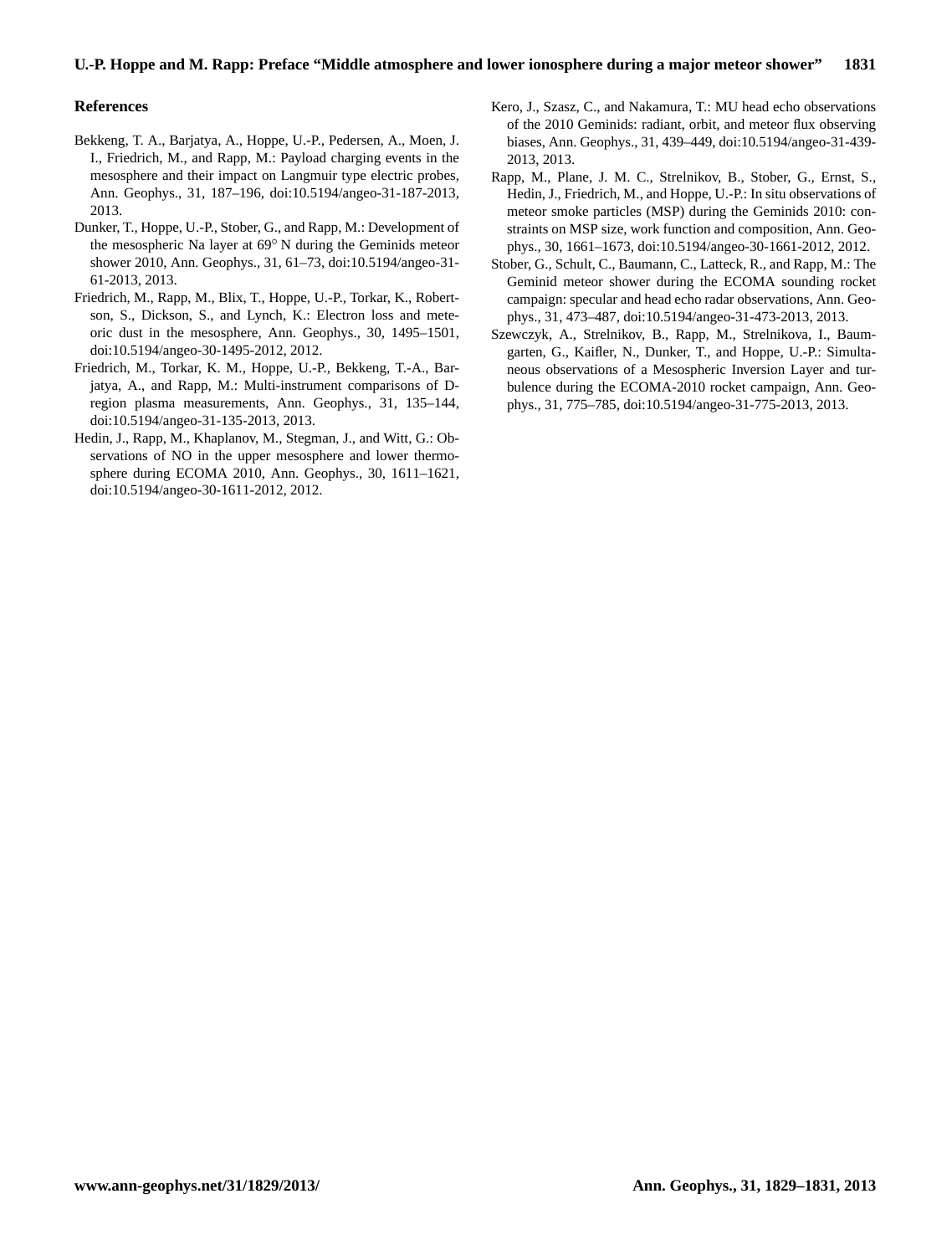## References

Bekkeng, T. A., Barjatya, A., Hoppe, U.-P., Pedersen, A., Moen, J. I., Friedrich, M., and Rapp, M.: Payload charging events in the mesosphere and their impact on Langmuir type electric probes, Ann. Geophys., 31, 187–196, doi:10.5194/angeo-31-187-2013, 2013.

Dunker, T., Hoppe, U.-P., Stober, G., and Rapp, M.: Development of the mesospheric Na layer at 69° N during the Geminids meteor shower 2010, Ann. Geophys., 31, 61–73, doi:10.5194/angeo-31-61-2013, 2013.

Friedrich, M., Rapp, M., Blix, T., Hoppe, U.-P., Torkar, K., Robertson, S., Dickson, S., and Lynch, K.: Electron loss and meteoric dust in the mesosphere, Ann. Geophys., 30, 1495–1501, doi:10.5194/angeo-30-1495-2012, 2012.

Friedrich, M., Torkar, K. M., Hoppe, U.-P., Bekkeng, T.-A., Barjatya, A., and Rapp, M.: Multi-instrument comparisons of D-region plasma measurements, Ann. Geophys., 31, 135–144, doi:10.5194/angeo-31-135-2013, 2013.

Hedin, J., Rapp, M., Khaplanov, M., Stegman, J., and Witt, G.: Observations of NO in the upper mesosphere and lower thermosphere during ECOMA 2010, Ann. Geophys., 30, 1611–1621, doi:10.5194/angeo-30-1611-2012, 2012.

Kero, J., Szasz, C., and Nakamura, T.: MU head echo observations of the 2010 Geminids: radiant, orbit, and meteor flux observing biases, Ann. Geophys., 31, 439–449, doi:10.5194/angeo-31-439-2013, 2013.

Rapp, M., Plane, J. M. C., Strelnikov, B., Stober, G., Ernst, S., Hedin, J., Friedrich, M., and Hoppe, U.-P.: In situ observations of meteor smoke particles (MSP) during the Geminids 2010: constraints on MSP size, work function and composition, Ann. Geophys., 30, 1661–1673, doi:10.5194/angeo-30-1661-2012, 2012.

Stober, G., Schult, C., Baumann, C., Latteck, R., and Rapp, M.: The Geminid meteor shower during the ECOMA sounding rocket campaign: specular and head echo radar observations, Ann. Geophys., 31, 473–487, doi:10.5194/angeo-31-473-2013, 2013.

Szewczyk, A., Strelnikov, B., Rapp, M., Strelnikova, I., Baumgarten, G., Kaifler, N., Dunker, T., and Hoppe, U.-P.: Simultaneous observations of a Mesospheric Inversion Layer and turbulence during the ECOMA-2010 rocket campaign, Ann. Geophys., 31, 775–785, doi:10.5194/angeo-31-775-2013, 2013.